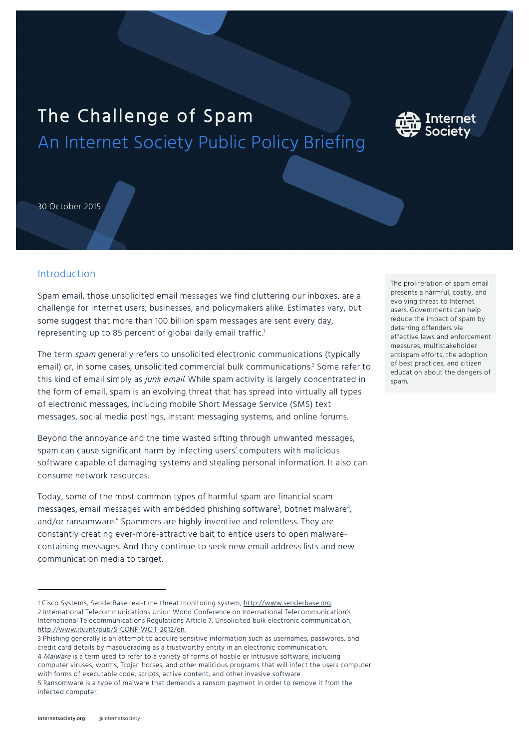# The Challenge of Spam

## An Internet Society Public Policy Briefing

30 October 2015

## Introduction

Spam email, those unsolicited email messages we find cluttering our inboxes, are a challenge for Internet users, businesses, and policymakers alike. Estimates vary, but some suggest that more than 100 billion spam messages are sent every day, representing up to 85 percent of global daily email traffic.[1]

The term *spam* generally refers to unsolicited electronic communications (typically email) or, in some cases, unsolicited commercial bulk communications.[2] Some refer to this kind of email simply as *junk email*. While spam activity is largely concentrated in the form of email, spam is an evolving threat that has spread into virtually all types of electronic messages, including mobile Short Message Service (SMS) text messages, social media postings, instant messaging systems, and online forums.

Beyond the annoyance and the time wasted sifting through unwanted messages, spam can cause significant harm by infecting users' computers with malicious software capable of damaging systems and stealing personal information. It also can consume network resources.

Today, some of the most common types of harmful spam are financial scam messages, email messages with embedded phishing software[3], botnet malware[4], and/or ransomware.[5] Spammers are highly inventive and relentless. They are constantly creating ever-more-attractive bait to entice users to open malware-containing messages. And they continue to seek new email address lists and new communication media to target.

The proliferation of spam email presents a harmful, costly, and evolving threat to Internet users. Governments can help reduce the impact of spam by deterring offenders via effective laws and enforcement measures, multistakeholder antispam efforts, the adoption of best practices, and citizen education about the dangers of spam.

---

1 Cisco Systems, SenderBase real-time threat monitoring system, http://www.senderbase.org.

2 International Telecommunications Union World Conference on International Telecommunication's International Telecommunications Regulations Article 7, Unsolicited bulk electronic communication, http://www.itu.int/pub/S-CONF-WCIT-2012/en.

3 Phishing generally is an attempt to acquire sensitive information such as usernames, passwords, and credit card details by masquerading as a trustworthy entity in an electronic communication.

4 *Malware* is a term used to refer to a variety of forms of hostile or intrusive software, including computer viruses, worms, Trojan horses, and other malicious programs that will infect the users computer with forms of executable code, scripts, active content, and other invasive software.

5 Ransomware is a type of malware that demands a ransom payment in order to remove it from the infected computer.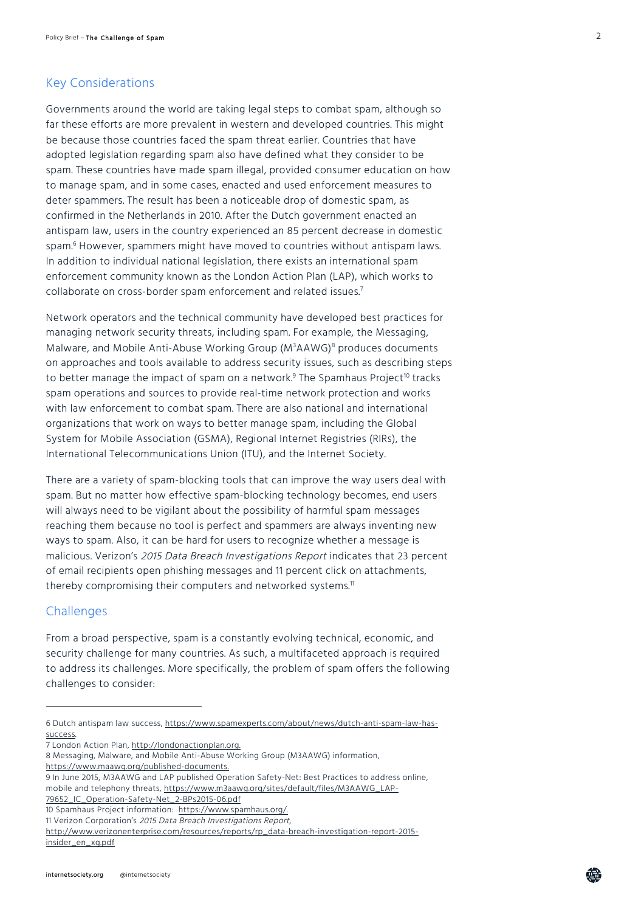## Key Considerations

Governments around the world are taking legal steps to combat spam, although so far these efforts are more prevalent in western and developed countries. This might be because those countries faced the spam threat earlier. Countries that have adopted legislation regarding spam also have defined what they consider to be spam. These countries have made spam illegal, provided consumer education on how to manage spam, and in some cases, enacted and used enforcement measures to deter spammers. The result has been a noticeable drop of domestic spam, as confirmed in the Netherlands in 2010. After the Dutch government enacted an antispam law, users in the country experienced an 85 percent decrease in domestic spam.[6] However, spammers might have moved to countries without antispam laws. In addition to individual national legislation, there exists an international spam enforcement community known as the London Action Plan (LAP), which works to collaborate on cross-border spam enforcement and related issues.[7]

Network operators and the technical community have developed best practices for managing network security threats, including spam. For example, the Messaging, Malware, and Mobile Anti-Abuse Working Group ($M^3AAWG$)[8] produces documents on approaches and tools available to address security issues, such as describing steps to better manage the impact of spam on a network.[9] The Spamhaus Project[10] tracks spam operations and sources to provide real-time network protection and works with law enforcement to combat spam. There are also national and international organizations that work on ways to better manage spam, including the Global System for Mobile Association (GSMA), Regional Internet Registries (RIRs), the International Telecommunications Union (ITU), and the Internet Society.

There are a variety of spam-blocking tools that can improve the way users deal with spam. But no matter how effective spam-blocking technology becomes, end users will always need to be vigilant about the possibility of harmful spam messages reaching them because no tool is perfect and spammers are always inventing new ways to spam. Also, it can be hard for users to recognize whether a message is malicious. Verizon's *2015 Data Breach Investigations Report* indicates that 23 percent of email recipients open phishing messages and 11 percent click on attachments, thereby compromising their computers and networked systems.[11]

## Challenges

From a broad perspective, spam is a constantly evolving technical, economic, and security challenge for many countries. As such, a multifaceted approach is required to address its challenges. More specifically, the problem of spam offers the following challenges to consider:

---

6 Dutch antispam law success, https://www.spamexperts.com/about/news/dutch-anti-spam-law-has-success.

7 London Action Plan, http://londonactionplan.org.

8 Messaging, Malware, and Mobile Anti-Abuse Working Group (M3AAWG) information, https://www.maawg.org/published-documents.

9 In June 2015, M3AAWG and LAP published Operation Safety-Net: Best Practices to address online, mobile and telephony threats, https://www.m3aawg.org/sites/default/files/M3AAWG_LAP-79652_IC_Operation-Safety-Net_2-BPs2015-06.pdf

10 Spamhaus Project information: https://www.spamhaus.org/.

11 Verizon Corporation's *2015 Data Breach Investigations Report*, http://www.verizonenterprise.com/resources/reports/rp_data-breach-investigation-report-2015-insider_en_xg.pdf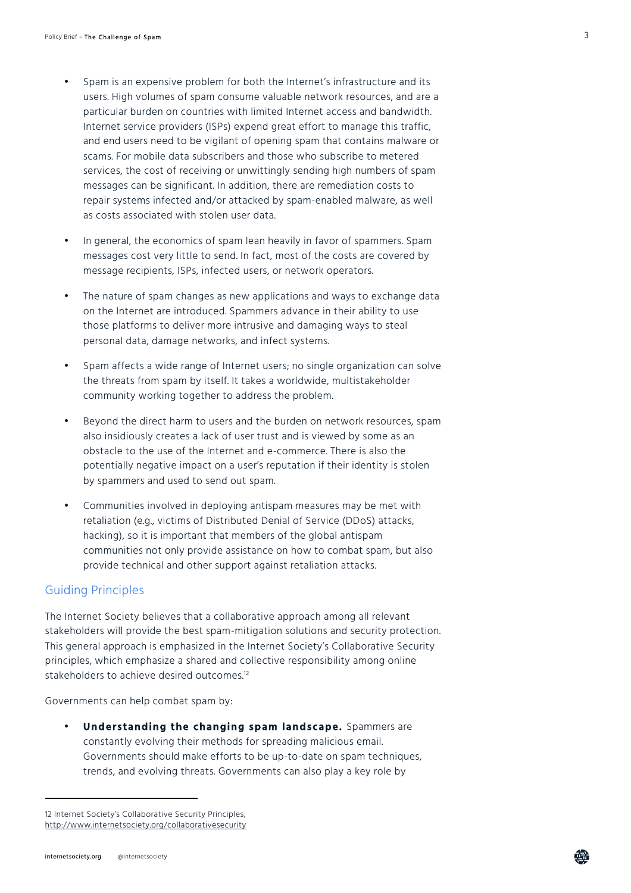- Spam is an expensive problem for both the Internet's infrastructure and its users. High volumes of spam consume valuable network resources, and are a particular burden on countries with limited Internet access and bandwidth. Internet service providers (ISPs) expend great effort to manage this traffic, and end users need to be vigilant of opening spam that contains malware or scams. For mobile data subscribers and those who subscribe to metered services, the cost of receiving or unwittingly sending high numbers of spam messages can be significant. In addition, there are remediation costs to repair systems infected and/or attacked by spam-enabled malware, as well as costs associated with stolen user data.

- In general, the economics of spam lean heavily in favor of spammers. Spam messages cost very little to send. In fact, most of the costs are covered by message recipients, ISPs, infected users, or network operators.

- The nature of spam changes as new applications and ways to exchange data on the Internet are introduced. Spammers advance in their ability to use those platforms to deliver more intrusive and damaging ways to steal personal data, damage networks, and infect systems.

- Spam affects a wide range of Internet users; no single organization can solve the threats from spam by itself. It takes a worldwide, multistakeholder community working together to address the problem.

- Beyond the direct harm to users and the burden on network resources, spam also insidiously creates a lack of user trust and is viewed by some as an obstacle to the use of the Internet and e-commerce. There is also the potentially negative impact on a user's reputation if their identity is stolen by spammers and used to send out spam.

- Communities involved in deploying antispam measures may be met with retaliation (e.g., victims of Distributed Denial of Service (DDoS) attacks, hacking), so it is important that members of the global antispam communities not only provide assistance on how to combat spam, but also provide technical and other support against retaliation attacks.

## Guiding Principles

The Internet Society believes that a collaborative approach among all relevant stakeholders will provide the best spam-mitigation solutions and security protection. This general approach is emphasized in the Internet Society's Collaborative Security principles, which emphasize a shared and collective responsibility among online stakeholders to achieve desired outcomes.[12]

Governments can help combat spam by:

- **Understanding the changing spam landscape.** Spammers are constantly evolving their methods for spreading malicious email. Governments should make efforts to be up-to-date on spam techniques, trends, and evolving threats. Governments can also play a key role by

---

12 Internet Society's Collaborative Security Principles, http://www.internetsociety.org/collaborativesecurity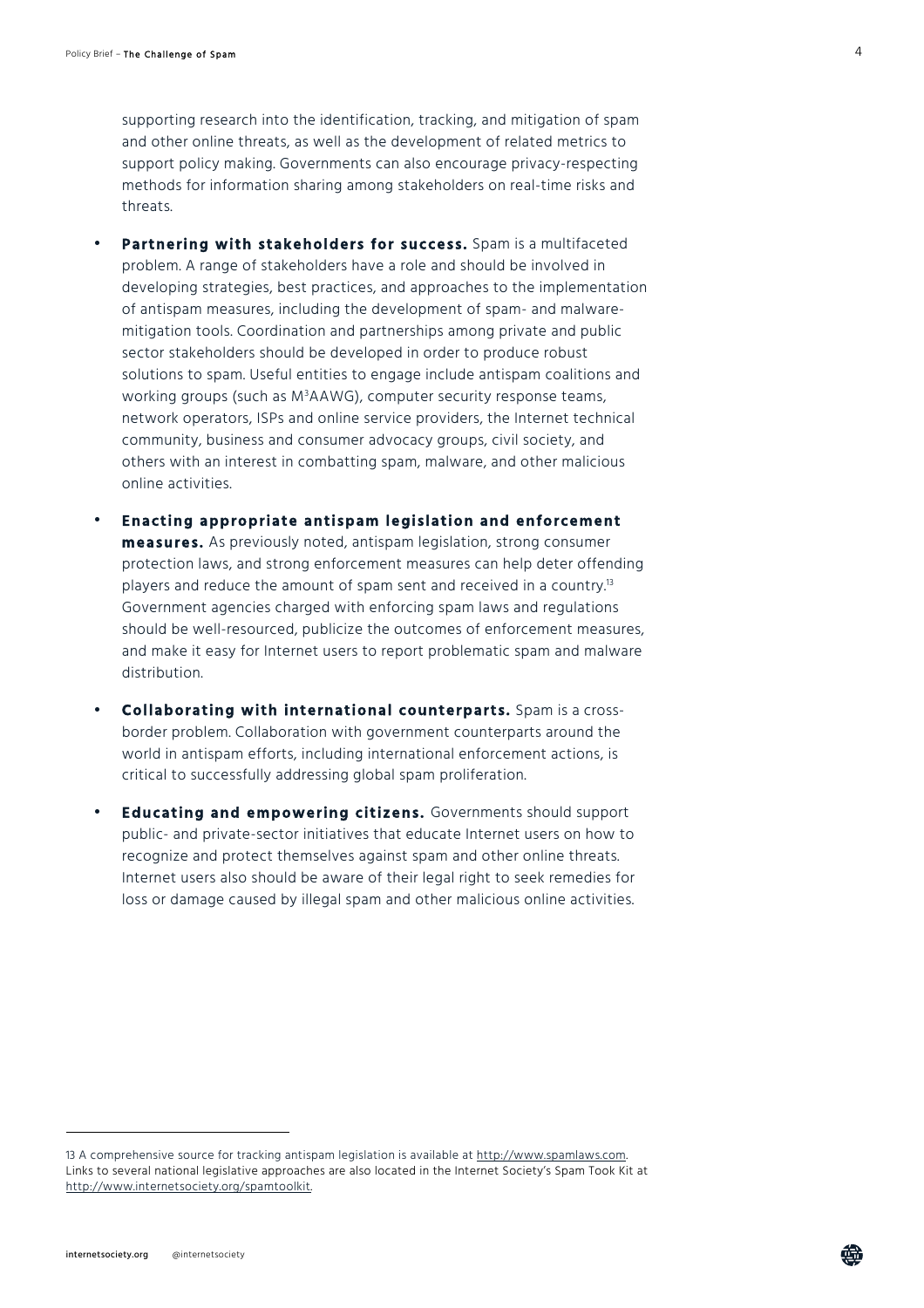supporting research into the identification, tracking, and mitigation of spam and other online threats, as well as the development of related metrics to support policy making. Governments can also encourage privacy-respecting methods for information sharing among stakeholders on real-time risks and threats.

- **Partnering with stakeholders for success.** Spam is a multifaceted problem. A range of stakeholders have a role and should be involved in developing strategies, best practices, and approaches to the implementation of antispam measures, including the development of spam- and malware-mitigation tools. Coordination and partnerships among private and public sector stakeholders should be developed in order to produce robust solutions to spam. Useful entities to engage include antispam coalitions and working groups (such as $M^3$AAWG), computer security response teams, network operators, ISPs and online service providers, the Internet technical community, business and consumer advocacy groups, civil society, and others with an interest in combatting spam, malware, and other malicious online activities.

- **Enacting appropriate antispam legislation and enforcement measures.** As previously noted, antispam legislation, strong consumer protection laws, and strong enforcement measures can help deter offending players and reduce the amount of spam sent and received in a country.[13] Government agencies charged with enforcing spam laws and regulations should be well-resourced, publicize the outcomes of enforcement measures, and make it easy for Internet users to report problematic spam and malware distribution.

- **Collaborating with international counterparts.** Spam is a cross-border problem. Collaboration with government counterparts around the world in antispam efforts, including international enforcement actions, is critical to successfully addressing global spam proliferation.

- **Educating and empowering citizens.** Governments should support public- and private-sector initiatives that educate Internet users on how to recognize and protect themselves against spam and other online threats. Internet users also should be aware of their legal right to seek remedies for loss or damage caused by illegal spam and other malicious online activities.

---

13 A comprehensive source for tracking antispam legislation is available at http://www.spamlaws.com. Links to several national legislative approaches are also located in the Internet Society's Spam Took Kit at http://www.internetsociety.org/spamtoolkit.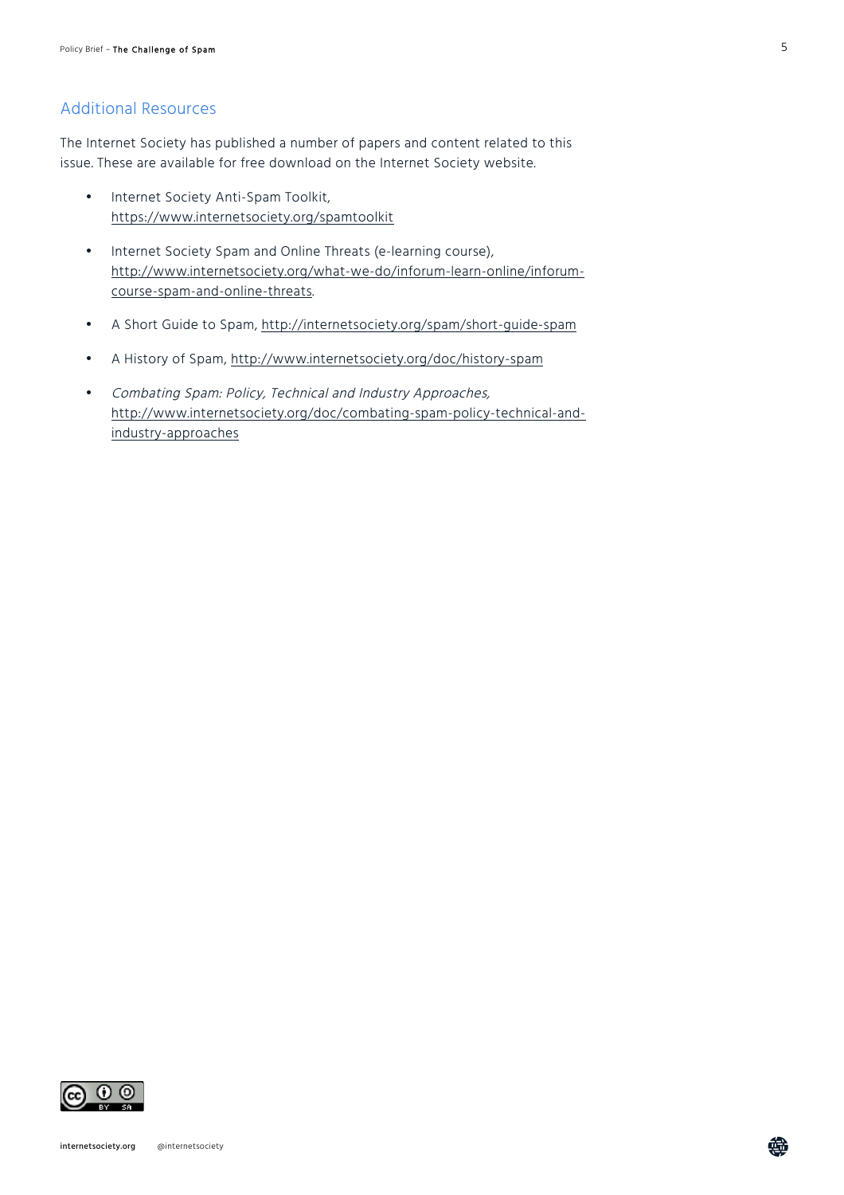## Additional Resources

The Internet Society has published a number of papers and content related to this issue. These are available for free download on the Internet Society website.

- Internet Society Anti-Spam Toolkit, https://www.internetsociety.org/spamtoolkit
- Internet Society Spam and Online Threats (e-learning course), http://www.internetsociety.org/what-we-do/inforum-learn-online/inforum-course-spam-and-online-threats.
- A Short Guide to Spam, http://internetsociety.org/spam/short-guide-spam
- A History of Spam, http://www.internetsociety.org/doc/history-spam
- *Combating Spam: Policy, Technical and Industry Approaches,* http://www.internetsociety.org/doc/combating-spam-policy-technical-and-industry-approaches